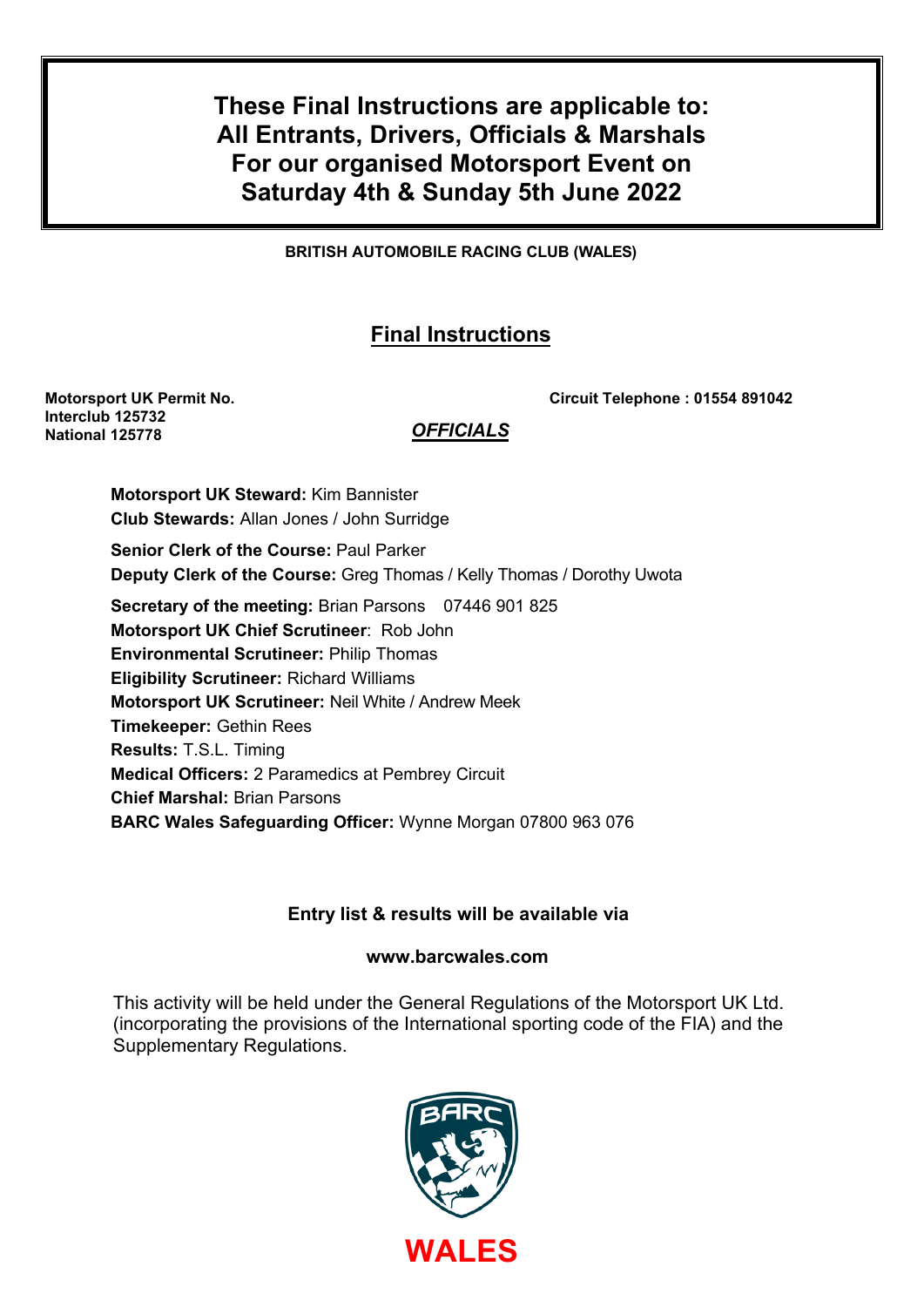# These Final Instructions are applicable to: All Entrants, Drivers, Officials & Marshals For our organised Motorsport Event on Saturday 4th & Sunday 5th June 2022

**BRITISH AUTOMOBILE RACING CLUB (WALES)**

## Final Instructions

**Motorsport UK Permit No.**
**Interclub 125732**
**National 125778**

**Circuit Telephone : 01554 891042**

### *OFFICIALS*

**Motorsport UK Steward:** Kim Bannister
**Club Stewards:** Allan Jones / John Surridge

**Senior Clerk of the Course:** Paul Parker
**Deputy Clerk of the Course:** Greg Thomas / Kelly Thomas / Dorothy Uwota

**Secretary of the meeting:** Brian Parsons 07446 901 825
**Motorsport UK Chief Scrutineer**: Rob John
**Environmental Scrutineer:** Philip Thomas
**Eligibility Scrutineer:** Richard Williams
**Motorsport UK Scrutineer:** Neil White / Andrew Meek
**Timekeeper:** Gethin Rees
**Results:** T.S.L. Timing
**Medical Officers:** 2 Paramedics at Pembrey Circuit
**Chief Marshal:** Brian Parsons
**BARC Wales Safeguarding Officer:** Wynne Morgan 07800 963 076

**Entry list & results will be available via**

**www.barcwales.com**

This activity will be held under the General Regulations of the Motorsport UK Ltd. (incorporating the provisions of the International sporting code of the FIA) and the Supplementary Regulations.

BARC

WALES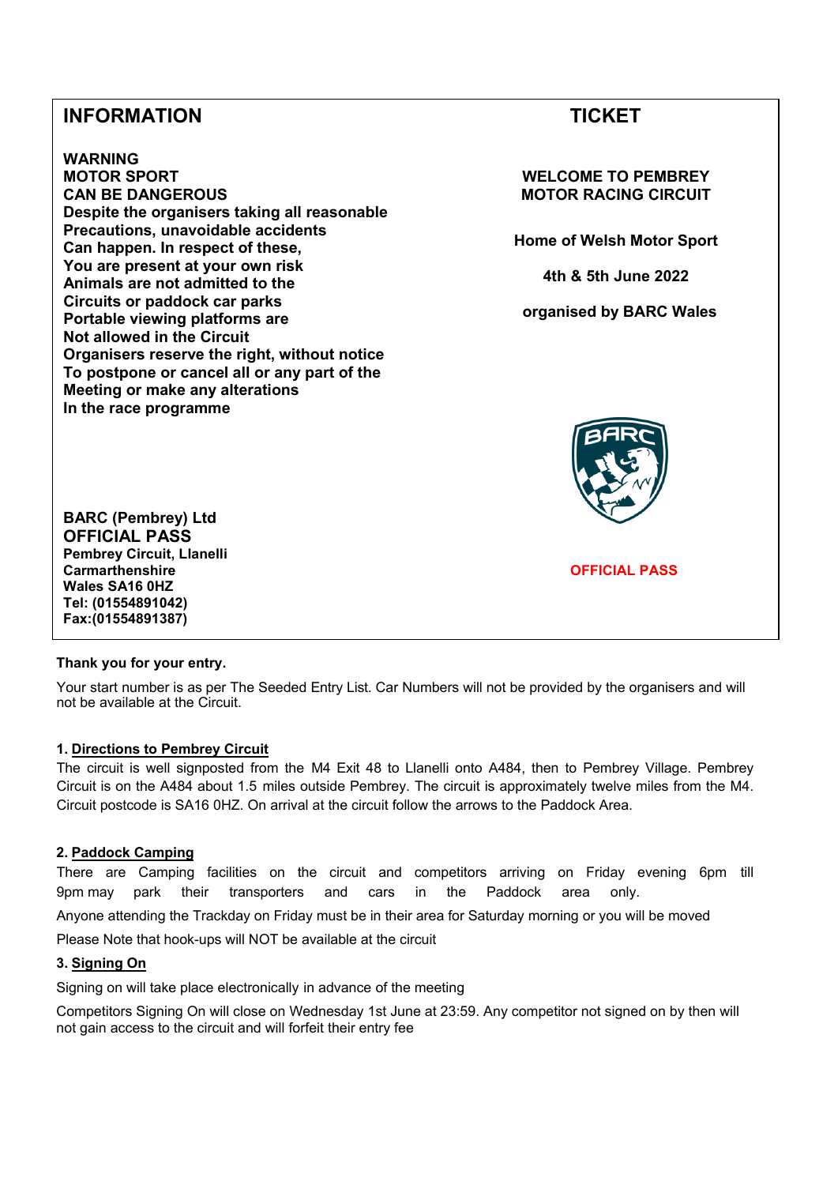## INFORMATION

**WARNING**
**MOTOR SPORT**
**CAN BE DANGEROUS**
**Despite the organisers taking all reasonable**
**Precautions, unavoidable accidents**
**Can happen. In respect of these,**
**You are present at your own risk**
**Animals are not admitted to the**
**Circuits or paddock car parks**
**Portable viewing platforms are**
**Not allowed in the Circuit**
**Organisers reserve the right, without notice**
**To postpone or cancel all or any part of the**
**Meeting or make any alterations**
**In the race programme**

**BARC (Pembrey) Ltd**
**OFFICIAL PASS**
**Pembrey Circuit, Llanelli**
**Carmarthenshire**
**Wales SA16 0HZ**
**Tel: (01554891042)**
**Fax:(01554891387)**

## TICKET

**WELCOME TO PEMBREY**
**MOTOR RACING CIRCUIT**

**Home of Welsh Motor Sport**

**4th & 5th June 2022**

**organised by BARC Wales**

**OFFICIAL PASS**

**Thank you for your entry.**

Your start number is as per The Seeded Entry List. Car Numbers will not be provided by the organisers and will not be available at the Circuit.

### 1. Directions to Pembrey Circuit

The circuit is well signposted from the M4 Exit 48 to Llanelli onto A484, then to Pembrey Village. Pembrey Circuit is on the A484 about 1.5 miles outside Pembrey. The circuit is approximately twelve miles from the M4. Circuit postcode is SA16 0HZ. On arrival at the circuit follow the arrows to the Paddock Area.

### 2. Paddock Camping

There are Camping facilities on the circuit and competitors arriving on Friday evening 6pm till 9pm may park their transporters and cars in the Paddock area only.

Anyone attending the Trackday on Friday must be in their area for Saturday morning or you will be moved

Please Note that hook-ups will NOT be available at the circuit

### 3. Signing On

Signing on will take place electronically in advance of the meeting

Competitors Signing On will close on Wednesday 1st June at 23:59. Any competitor not signed on by then will not gain access to the circuit and will forfeit their entry fee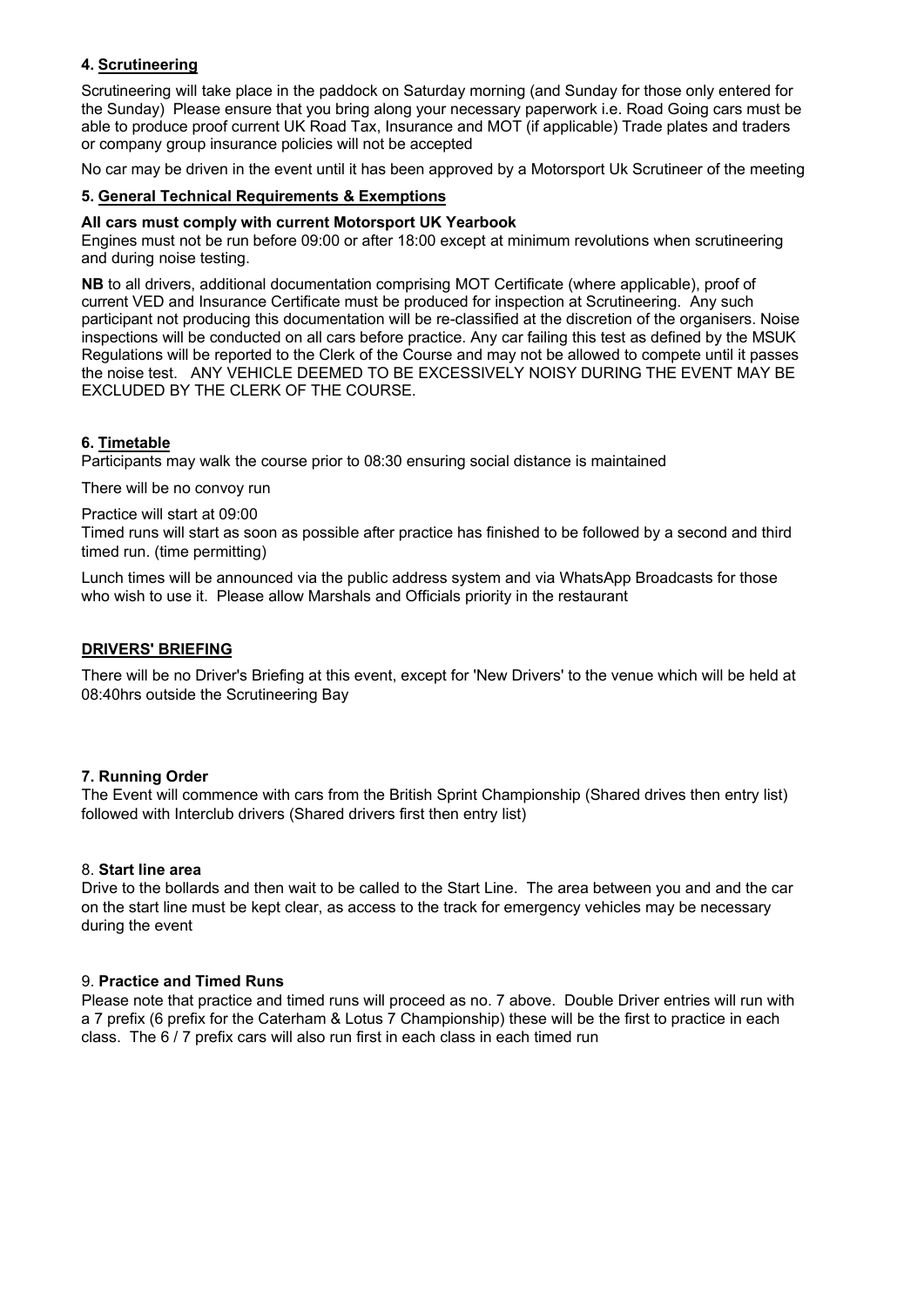## 4. Scrutineering

Scrutineering will take place in the paddock on Saturday morning (and Sunday for those only entered for the Sunday) Please ensure that you bring along your necessary paperwork i.e. Road Going cars must be able to produce proof current UK Road Tax, Insurance and MOT (if applicable) Trade plates and traders or company group insurance policies will not be accepted

No car may be driven in the event until it has been approved by a Motorsport Uk Scrutineer of the meeting

## 5. General Technical Requirements & Exemptions

**All cars must comply with current Motorsport UK Yearbook**
Engines must not be run before 09:00 or after 18:00 except at minimum revolutions when scrutineering and during noise testing.

**NB** to all drivers, additional documentation comprising MOT Certificate (where applicable), proof of current VED and Insurance Certificate must be produced for inspection at Scrutineering. Any such participant not producing this documentation will be re-classified at the discretion of the organisers. Noise inspections will be conducted on all cars before practice. Any car failing this test as defined by the MSUK Regulations will be reported to the Clerk of the Course and may not be allowed to compete until it passes the noise test. ANY VEHICLE DEEMED TO BE EXCESSIVELY NOISY DURING THE EVENT MAY BE EXCLUDED BY THE CLERK OF THE COURSE.

## 6. Timetable

Participants may walk the course prior to 08:30 ensuring social distance is maintained

There will be no convoy run

Practice will start at 09:00
Timed runs will start as soon as possible after practice has finished to be followed by a second and third timed run. (time permitting)

Lunch times will be announced via the public address system and via WhatsApp Broadcasts for those who wish to use it. Please allow Marshals and Officials priority in the restaurant

## DRIVERS' BRIEFING

There will be no Driver's Briefing at this event, except for 'New Drivers' to the venue which will be held at 08:40hrs outside the Scrutineering Bay

## 7. Running Order

The Event will commence with cars from the British Sprint Championship (Shared drives then entry list) followed with Interclub drivers (Shared drivers first then entry list)

## 8. Start line area

Drive to the bollards and then wait to be called to the Start Line. The area between you and and the car on the start line must be kept clear, as access to the track for emergency vehicles may be necessary during the event

## 9. Practice and Timed Runs

Please note that practice and timed runs will proceed as no. 7 above. Double Driver entries will run with a 7 prefix (6 prefix for the Caterham & Lotus 7 Championship) these will be the first to practice in each class. The 6 / 7 prefix cars will also run first in each class in each timed run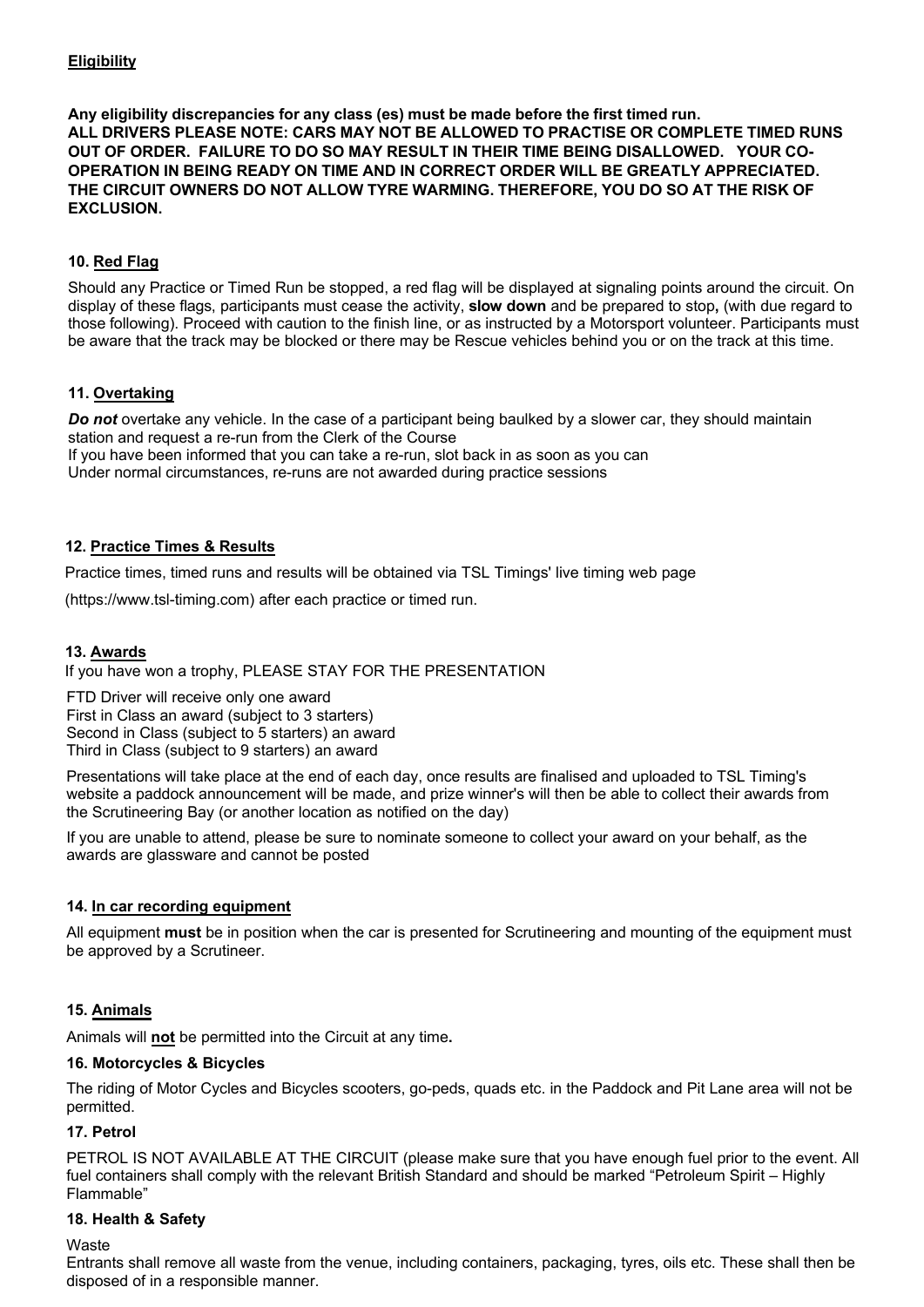**Eligibility**

**Any eligibility discrepancies for any class (es) must be made before the first timed run.**
**ALL DRIVERS PLEASE NOTE: CARS MAY NOT BE ALLOWED TO PRACTISE OR COMPLETE TIMED RUNS OUT OF ORDER. FAILURE TO DO SO MAY RESULT IN THEIR TIME BEING DISALLOWED. YOUR CO-OPERATION IN BEING READY ON TIME AND IN CORRECT ORDER WILL BE GREATLY APPRECIATED.**
**THE CIRCUIT OWNERS DO NOT ALLOW TYRE WARMING. THEREFORE, YOU DO SO AT THE RISK OF EXCLUSION.**

### 10. Red Flag

Should any Practice or Timed Run be stopped, a red flag will be displayed at signaling points around the circuit. On display of these flags, participants must cease the activity, **slow down** and be prepared to stop**,** (with due regard to those following). Proceed with caution to the finish line, or as instructed by a Motorsport volunteer. Participants must be aware that the track may be blocked or there may be Rescue vehicles behind you or on the track at this time.

### 11. Overtaking

***Do not*** overtake any vehicle. In the case of a participant being baulked by a slower car, they should maintain station and request a re-run from the Clerk of the Course
If you have been informed that you can take a re-run, slot back in as soon as you can
Under normal circumstances, re-runs are not awarded during practice sessions

### 12. Practice Times & Results

Practice times, timed runs and results will be obtained via TSL Timings' live timing web page

(https://www.tsl-timing.com) after each practice or timed run.

### 13. Awards

If you have won a trophy, PLEASE STAY FOR THE PRESENTATION

FTD Driver will receive only one award
First in Class an award (subject to 3 starters)
Second in Class (subject to 5 starters) an award
Third in Class (subject to 9 starters) an award

Presentations will take place at the end of each day, once results are finalised and uploaded to TSL Timing's website a paddock announcement will be made, and prize winner's will then be able to collect their awards from the Scrutineering Bay (or another location as notified on the day)

If you are unable to attend, please be sure to nominate someone to collect your award on your behalf, as the awards are glassware and cannot be posted

### 14. In car recording equipment

All equipment **must** be in position when the car is presented for Scrutineering and mounting of the equipment must be approved by a Scrutineer.

### 15. Animals

Animals will **not** be permitted into the Circuit at any time**.**

### 16. Motorcycles & Bicycles

The riding of Motor Cycles and Bicycles scooters, go-peds, quads etc. in the Paddock and Pit Lane area will not be permitted.

### 17. Petrol

PETROL IS NOT AVAILABLE AT THE CIRCUIT (please make sure that you have enough fuel prior to the event. All fuel containers shall comply with the relevant British Standard and should be marked "Petroleum Spirit – Highly Flammable"

### 18. Health & Safety

Waste
Entrants shall remove all waste from the venue, including containers, packaging, tyres, oils etc. These shall then be disposed of in a responsible manner.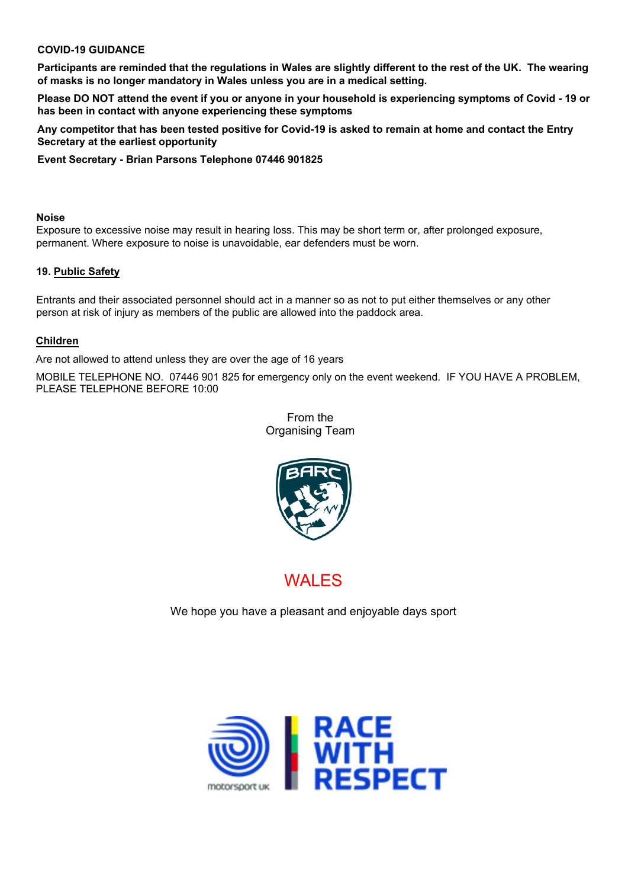**COVID-19 GUIDANCE**

**Participants are reminded that the regulations in Wales are slightly different to the rest of the UK. The wearing of masks is no longer mandatory in Wales unless you are in a medical setting.**

**Please DO NOT attend the event if you or anyone in your household is experiencing symptoms of Covid - 19 or has been in contact with anyone experiencing these symptoms**

**Any competitor that has been tested positive for Covid-19 is asked to remain at home and contact the Entry Secretary at the earliest opportunity**

**Event Secretary - Brian Parsons Telephone 07446 901825**

**Noise**

Exposure to excessive noise may result in hearing loss. This may be short term or, after prolonged exposure, permanent. Where exposure to noise is unavoidable, ear defenders must be worn.

**19. Public Safety**

Entrants and their associated personnel should act in a manner so as not to put either themselves or any other person at risk of injury as members of the public are allowed into the paddock area.

**Children**

Are not allowed to attend unless they are over the age of 16 years

MOBILE TELEPHONE NO. 07446 901 825 for emergency only on the event weekend. IF YOU HAVE A PROBLEM, PLEASE TELEPHONE BEFORE 10:00

From the
Organising Team

BARC

WALES

We hope you have a pleasant and enjoyable days sport

motorsport UK | RACE WITH RESPECT